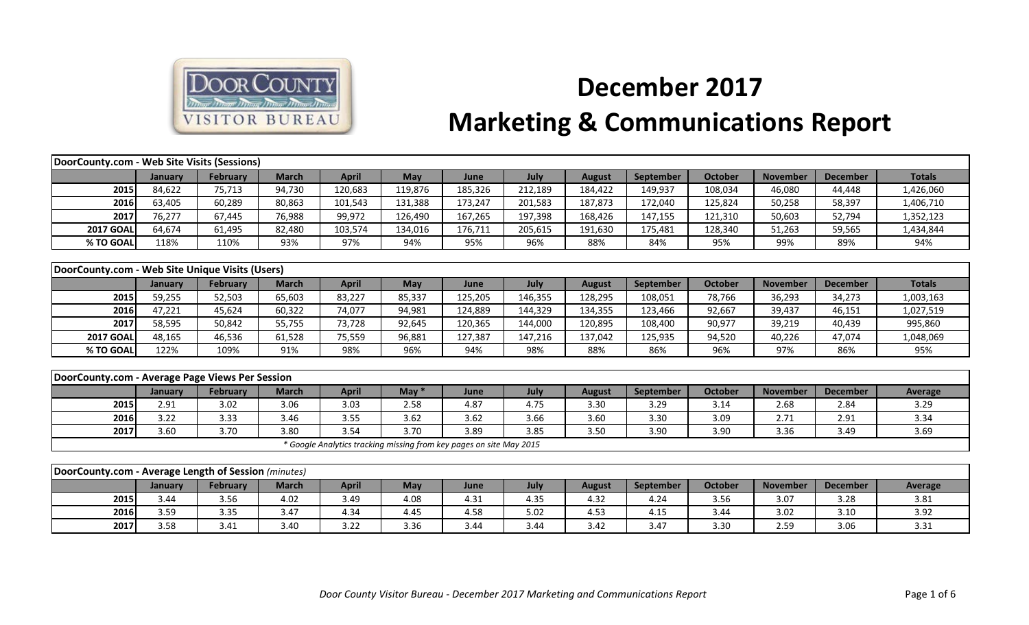# December 2017
# Marketing & Communications Report

| DoorCounty.com - Web Site Visits (Sessions) | | | | | | | | | | | | | |
|---|---|---|---|---|---|---|---|---|---|---|---|---|---|
| | **January** | **February** | **March** | **April** | **May** | **June** | **July** | **August** | **September** | **October** | **November** | **December** | **Totals** |
| **2015** | 84,622 | 75,713 | 94,730 | 120,683 | 119,876 | 185,326 | 212,189 | 184,422 | 149,937 | 108,034 | 46,080 | 44,448 | 1,426,060 |
| **2016** | 63,405 | 60,289 | 80,863 | 101,543 | 131,388 | 173,247 | 201,583 | 187,873 | 172,040 | 125,824 | 50,258 | 58,397 | 1,406,710 |
| **2017** | 76,277 | 67,445 | 76,988 | 99,972 | 126,490 | 167,265 | 197,398 | 168,426 | 147,155 | 121,310 | 50,603 | 52,794 | 1,352,123 |
| **2017 GOAL** | 64,674 | 61,495 | 82,480 | 103,574 | 134,016 | 176,711 | 205,615 | 191,630 | 175,481 | 128,340 | 51,263 | 59,565 | 1,434,844 |
| **% TO GOAL** | 118% | 110% | 93% | 97% | 94% | 95% | 96% | 88% | 84% | 95% | 99% | 89% | 94% |

| DoorCounty.com - Web Site Unique Visits (Users) | | | | | | | | | | | | | |
|---|---|---|---|---|---|---|---|---|---|---|---|---|---|
| | **January** | **February** | **March** | **April** | **May** | **June** | **July** | **August** | **September** | **October** | **November** | **December** | **Totals** |
| **2015** | 59,255 | 52,503 | 65,603 | 83,227 | 85,337 | 125,205 | 146,355 | 128,295 | 108,051 | 78,766 | 36,293 | 34,273 | 1,003,163 |
| **2016** | 47,221 | 45,624 | 60,322 | 74,077 | 94,981 | 124,889 | 144,329 | 134,355 | 123,466 | 92,667 | 39,437 | 46,151 | 1,027,519 |
| **2017** | 58,595 | 50,842 | 55,755 | 73,728 | 92,645 | 120,365 | 144,000 | 120,895 | 108,400 | 90,977 | 39,219 | 40,439 | 995,860 |
| **2017 GOAL** | 48,165 | 46,536 | 61,528 | 75,559 | 96,881 | 127,387 | 147,216 | 137,042 | 125,935 | 94,520 | 40,226 | 47,074 | 1,048,069 |
| **% TO GOAL** | 122% | 109% | 91% | 98% | 96% | 94% | 98% | 88% | 86% | 96% | 97% | 86% | 95% |

| DoorCounty.com - Average Page Views Per Session | | | | | | | | | | | | | |
|---|---|---|---|---|---|---|---|---|---|---|---|---|---|
| | **January** | **February** | **March** | **April** | **May** * | **June** | **July** | **August** | **September** | **October** | **November** | **December** | **Average** |
| **2015** | 2.91 | 3.02 | 3.06 | 3.03 | 2.58 | 4.87 | 4.75 | 3.30 | 3.29 | 3.14 | 2.68 | 2.84 | 3.29 |
| **2016** | 3.22 | 3.33 | 3.46 | 3.55 | 3.62 | 3.62 | 3.66 | 3.60 | 3.30 | 3.09 | 2.71 | 2.91 | 3.34 |
| **2017** | 3.60 | 3.70 | 3.80 | 3.54 | 3.70 | 3.89 | 3.85 | 3.50 | 3.90 | 3.90 | 3.36 | 3.49 | 3.69 |

*\* Google Analytics tracking missing from key pages on site May 2015*

| DoorCounty.com - Average Length of Session *(minutes)* | | | | | | | | | | | | | |
|---|---|---|---|---|---|---|---|---|---|---|---|---|---|
| | **January** | **February** | **March** | **April** | **May** | **June** | **July** | **August** | **September** | **October** | **November** | **December** | **Average** |
| **2015** | 3.44 | 3.56 | 4.02 | 3.49 | 4.08 | 4.31 | 4.35 | 4.32 | 4.24 | 3.56 | 3.07 | 3.28 | 3.81 |
| **2016** | 3.59 | 3.35 | 3.47 | 4.34 | 4.45 | 4.58 | 5.02 | 4.53 | 4.15 | 3.44 | 3.02 | 3.10 | 3.92 |
| **2017** | 3.58 | 3.41 | 3.40 | 3.22 | 3.36 | 3.44 | 3.44 | 3.42 | 3.47 | 3.30 | 2.59 | 3.06 | 3.31 |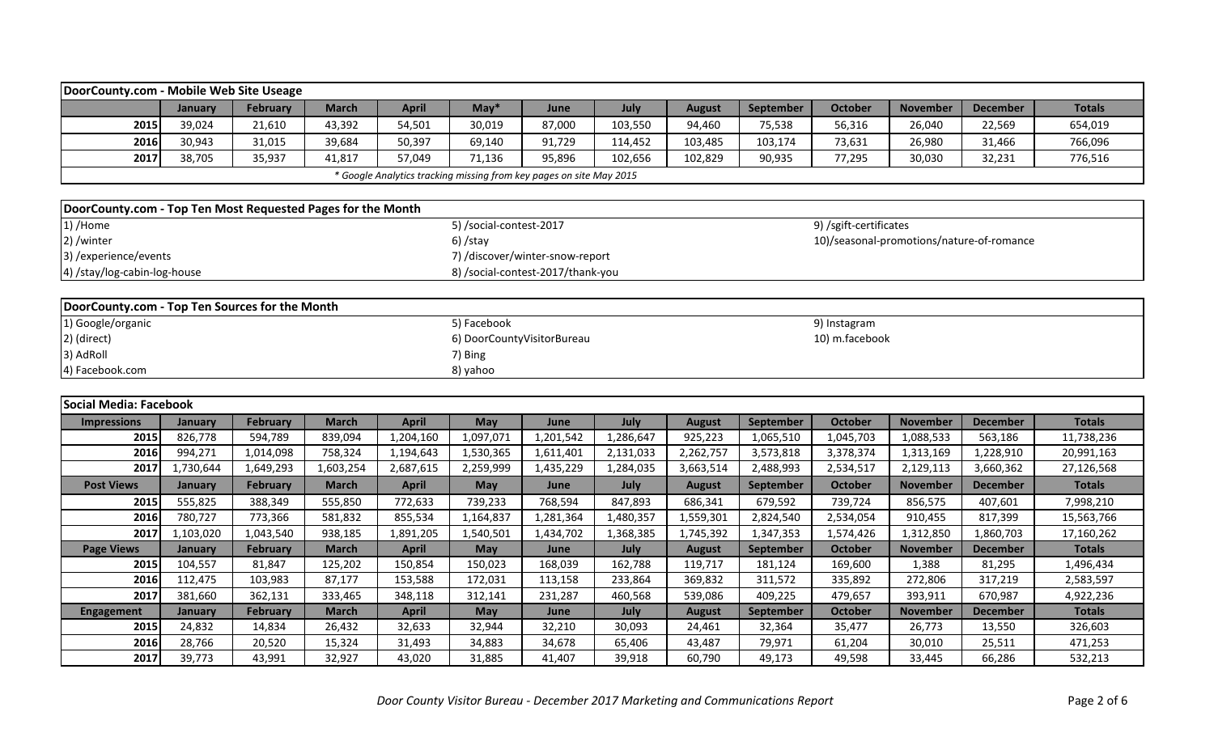## DoorCounty.com - Mobile Web Site Useage

| | January | February | March | April | May* | June | July | August | September | October | November | December | Totals |
|---|---|---|---|---|---|---|---|---|---|---|---|---|---|
| 2015 | 39,024 | 21,610 | 43,392 | 54,501 | 30,019 | 87,000 | 103,550 | 94,460 | 75,538 | 56,316 | 26,040 | 22,569 | 654,019 |
| 2016 | 30,943 | 31,015 | 39,684 | 50,397 | 69,140 | 91,729 | 114,452 | 103,485 | 103,174 | 73,631 | 26,980 | 31,466 | 766,096 |
| 2017 | 38,705 | 35,937 | 41,817 | 57,049 | 71,136 | 95,896 | 102,656 | 102,829 | 90,935 | 77,295 | 30,030 | 32,231 | 776,516 |

*\* Google Analytics tracking missing from key pages on site May 2015*

## DoorCounty.com - Top Ten Most Requested Pages for the Month

1) /Home
2) /winter
3) /experience/events
4) /stay/log-cabin-log-house
5) /social-contest-2017
6) /stay
7) /discover/winter-snow-report
8) /social-contest-2017/thank-you
9) /sgift-certificates
10)/seasonal-promotions/nature-of-romance

## DoorCounty.com - Top Ten Sources for the Month

1) Google/organic
2) (direct)
3) AdRoll
4) Facebook.com
5) Facebook
6) DoorCountyVisitorBureau
7) Bing
8) yahoo
9) Instagram
10) m.facebook

## Social Media: Facebook

| Impressions | January | February | March | April | May | June | July | August | September | October | November | December | Totals |
|---|---|---|---|---|---|---|---|---|---|---|---|---|---|
| 2015 | 826,778 | 594,789 | 839,094 | 1,204,160 | 1,097,071 | 1,201,542 | 1,286,647 | 925,223 | 1,065,510 | 1,045,703 | 1,088,533 | 563,186 | 11,738,236 |
| 2016 | 994,271 | 1,014,098 | 758,324 | 1,194,643 | 1,530,365 | 1,611,401 | 2,131,033 | 2,262,757 | 3,573,818 | 3,378,374 | 1,313,169 | 1,228,910 | 20,991,163 |
| 2017 | 1,730,644 | 1,649,293 | 1,603,254 | 2,687,615 | 2,259,999 | 1,435,229 | 1,284,035 | 3,663,514 | 2,488,993 | 2,534,517 | 2,129,113 | 3,660,362 | 27,126,568 |
| **Post Views** | **January** | **February** | **March** | **April** | **May** | **June** | **July** | **August** | **September** | **October** | **November** | **December** | **Totals** |
| 2015 | 555,825 | 388,349 | 555,850 | 772,633 | 739,233 | 768,594 | 847,893 | 686,341 | 679,592 | 739,724 | 856,575 | 407,601 | 7,998,210 |
| 2016 | 780,727 | 773,366 | 581,832 | 855,534 | 1,164,837 | 1,281,364 | 1,480,357 | 1,559,301 | 2,824,540 | 2,534,054 | 910,455 | 817,399 | 15,563,766 |
| 2017 | 1,103,020 | 1,043,540 | 938,185 | 1,891,205 | 1,540,501 | 1,434,702 | 1,368,385 | 1,745,392 | 1,347,353 | 1,574,426 | 1,312,850 | 1,860,703 | 17,160,262 |
| **Page Views** | **January** | **February** | **March** | **April** | **May** | **June** | **July** | **August** | **September** | **October** | **November** | **December** | **Totals** |
| 2015 | 104,557 | 81,847 | 125,202 | 150,854 | 150,023 | 168,039 | 162,788 | 119,717 | 181,124 | 169,600 | 1,388 | 81,295 | 1,496,434 |
| 2016 | 112,475 | 103,983 | 87,177 | 153,588 | 172,031 | 113,158 | 233,864 | 369,832 | 311,572 | 335,892 | 272,806 | 317,219 | 2,583,597 |
| 2017 | 381,660 | 362,131 | 333,465 | 348,118 | 312,141 | 231,287 | 460,568 | 539,086 | 409,225 | 479,657 | 393,911 | 670,987 | 4,922,236 |
| **Engagement** | **January** | **February** | **March** | **April** | **May** | **June** | **July** | **August** | **September** | **October** | **November** | **December** | **Totals** |
| 2015 | 24,832 | 14,834 | 26,432 | 32,633 | 32,944 | 32,210 | 30,093 | 24,461 | 32,364 | 35,477 | 26,773 | 13,550 | 326,603 |
| 2016 | 28,766 | 20,520 | 15,324 | 31,493 | 34,883 | 34,678 | 65,406 | 43,487 | 79,971 | 61,204 | 30,010 | 25,511 | 471,253 |
| 2017 | 39,773 | 43,991 | 32,927 | 43,020 | 31,885 | 41,407 | 39,918 | 60,790 | 49,173 | 49,598 | 33,445 | 66,286 | 532,213 |

*Door County Visitor Bureau - December 2017 Marketing and Communications Report*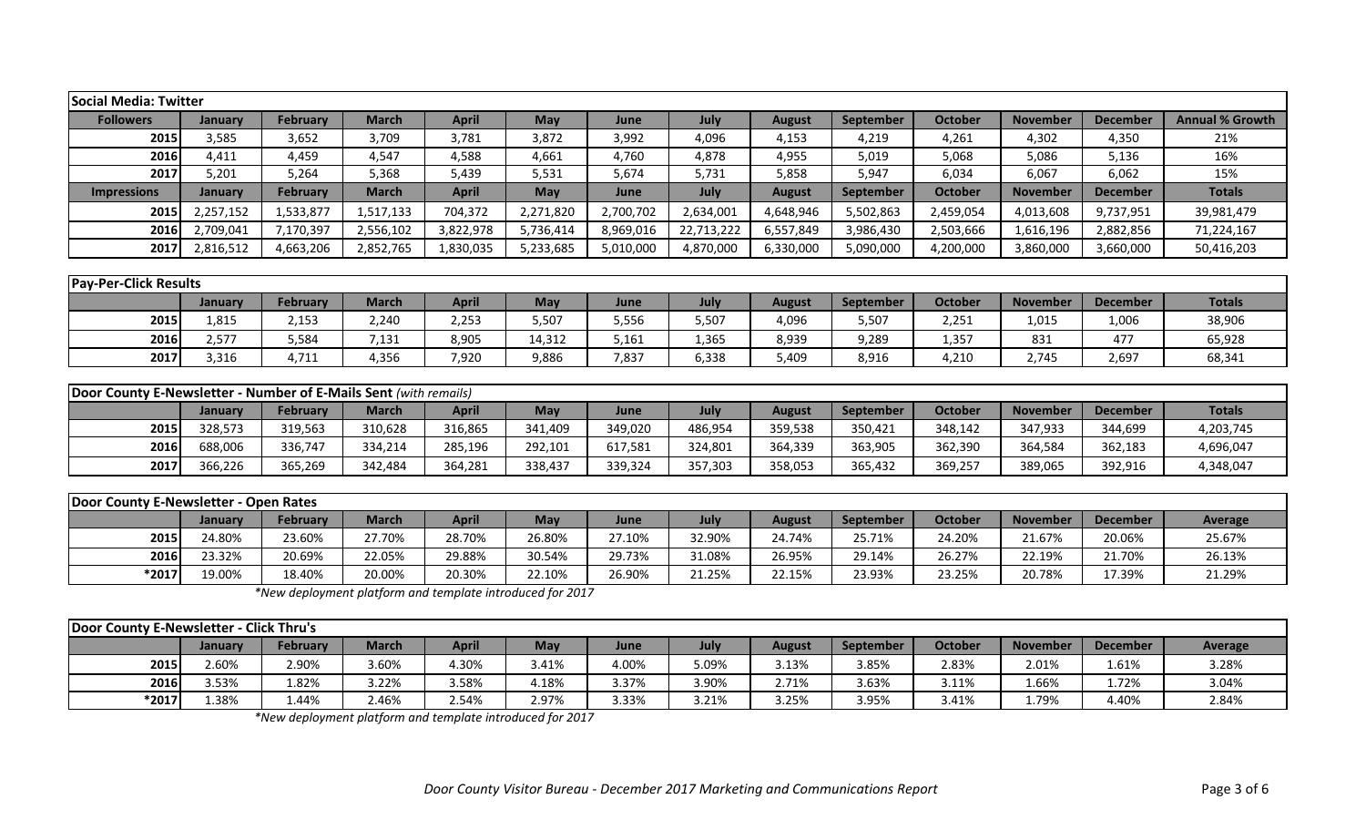## Social Media: Twitter

| Followers | January | February | March | April | May | June | July | August | September | October | November | December | Annual % Growth |
|---|---|---|---|---|---|---|---|---|---|---|---|---|---|
| 2015 | 3,585 | 3,652 | 3,709 | 3,781 | 3,872 | 3,992 | 4,096 | 4,153 | 4,219 | 4,261 | 4,302 | 4,350 | 21% |
| 2016 | 4,411 | 4,459 | 4,547 | 4,588 | 4,661 | 4,760 | 4,878 | 4,955 | 5,019 | 5,068 | 5,086 | 5,136 | 16% |
| 2017 | 5,201 | 5,264 | 5,368 | 5,439 | 5,531 | 5,674 | 5,731 | 5,858 | 5,947 | 6,034 | 6,067 | 6,062 | 15% |
| **Impressions** | **January** | **February** | **March** | **April** | **May** | **June** | **July** | **August** | **September** | **October** | **November** | **December** | **Totals** |
| 2015 | 2,257,152 | 1,533,877 | 1,517,133 | 704,372 | 2,271,820 | 2,700,702 | 2,634,001 | 4,648,946 | 5,502,863 | 2,459,054 | 4,013,608 | 9,737,951 | 39,981,479 |
| 2016 | 2,709,041 | 7,170,397 | 2,556,102 | 3,822,978 | 5,736,414 | 8,969,016 | 22,713,222 | 6,557,849 | 3,986,430 | 2,503,666 | 1,616,196 | 2,882,856 | 71,224,167 |
| 2017 | 2,816,512 | 4,663,206 | 2,852,765 | 1,830,035 | 5,233,685 | 5,010,000 | 4,870,000 | 6,330,000 | 5,090,000 | 4,200,000 | 3,860,000 | 3,660,000 | 50,416,203 |

## Pay-Per-Click Results

| | January | February | March | April | May | June | July | August | September | October | November | December | Totals |
|---|---|---|---|---|---|---|---|---|---|---|---|---|---|
| 2015 | 1,815 | 2,153 | 2,240 | 2,253 | 5,507 | 5,556 | 5,507 | 4,096 | 5,507 | 2,251 | 1,015 | 1,006 | 38,906 |
| 2016 | 2,577 | 5,584 | 7,131 | 8,905 | 14,312 | 5,161 | 1,365 | 8,939 | 9,289 | 1,357 | 831 | 477 | 65,928 |
| 2017 | 3,316 | 4,711 | 4,356 | 7,920 | 9,886 | 7,837 | 6,338 | 5,409 | 8,916 | 4,210 | 2,745 | 2,697 | 68,341 |

## Door County E-Newsletter - Number of E-Mails Sent *(with remails)*

| | January | February | March | April | May | June | July | August | September | October | November | December | Totals |
|---|---|---|---|---|---|---|---|---|---|---|---|---|---|
| 2015 | 328,573 | 319,563 | 310,628 | 316,865 | 341,409 | 349,020 | 486,954 | 359,538 | 350,421 | 348,142 | 347,933 | 344,699 | 4,203,745 |
| 2016 | 688,006 | 336,747 | 334,214 | 285,196 | 292,101 | 617,581 | 324,801 | 364,339 | 363,905 | 362,390 | 364,584 | 362,183 | 4,696,047 |
| 2017 | 366,226 | 365,269 | 342,484 | 364,281 | 338,437 | 339,324 | 357,303 | 358,053 | 365,432 | 369,257 | 389,065 | 392,916 | 4,348,047 |

## Door County E-Newsletter - Open Rates

| | January | February | March | April | May | June | July | August | September | October | November | December | Average |
|---|---|---|---|---|---|---|---|---|---|---|---|---|---|
| 2015 | 24.80% | 23.60% | 27.70% | 28.70% | 26.80% | 27.10% | 32.90% | 24.74% | 25.71% | 24.20% | 21.67% | 20.06% | 25.67% |
| 2016 | 23.32% | 20.69% | 22.05% | 29.88% | 30.54% | 29.73% | 31.08% | 26.95% | 29.14% | 26.27% | 22.19% | 21.70% | 26.13% |
| *2017 | 19.00% | 18.40% | 20.00% | 20.30% | 22.10% | 26.90% | 21.25% | 22.15% | 23.93% | 23.25% | 20.78% | 17.39% | 21.29% |

*\*New deployment platform and template introduced for 2017*

## Door County E-Newsletter - Click Thru's

| | January | February | March | April | May | June | July | August | September | October | November | December | Average |
|---|---|---|---|---|---|---|---|---|---|---|---|---|---|
| 2015 | 2.60% | 2.90% | 3.60% | 4.30% | 3.41% | 4.00% | 5.09% | 3.13% | 3.85% | 2.83% | 2.01% | 1.61% | 3.28% |
| 2016 | 3.53% | 1.82% | 3.22% | 3.58% | 4.18% | 3.37% | 3.90% | 2.71% | 3.63% | 3.11% | 1.66% | 1.72% | 3.04% |
| *2017 | 1.38% | 1.44% | 2.46% | 2.54% | 2.97% | 3.33% | 3.21% | 3.25% | 3.95% | 3.41% | 1.79% | 4.40% | 2.84% |

*\*New deployment platform and template introduced for 2017*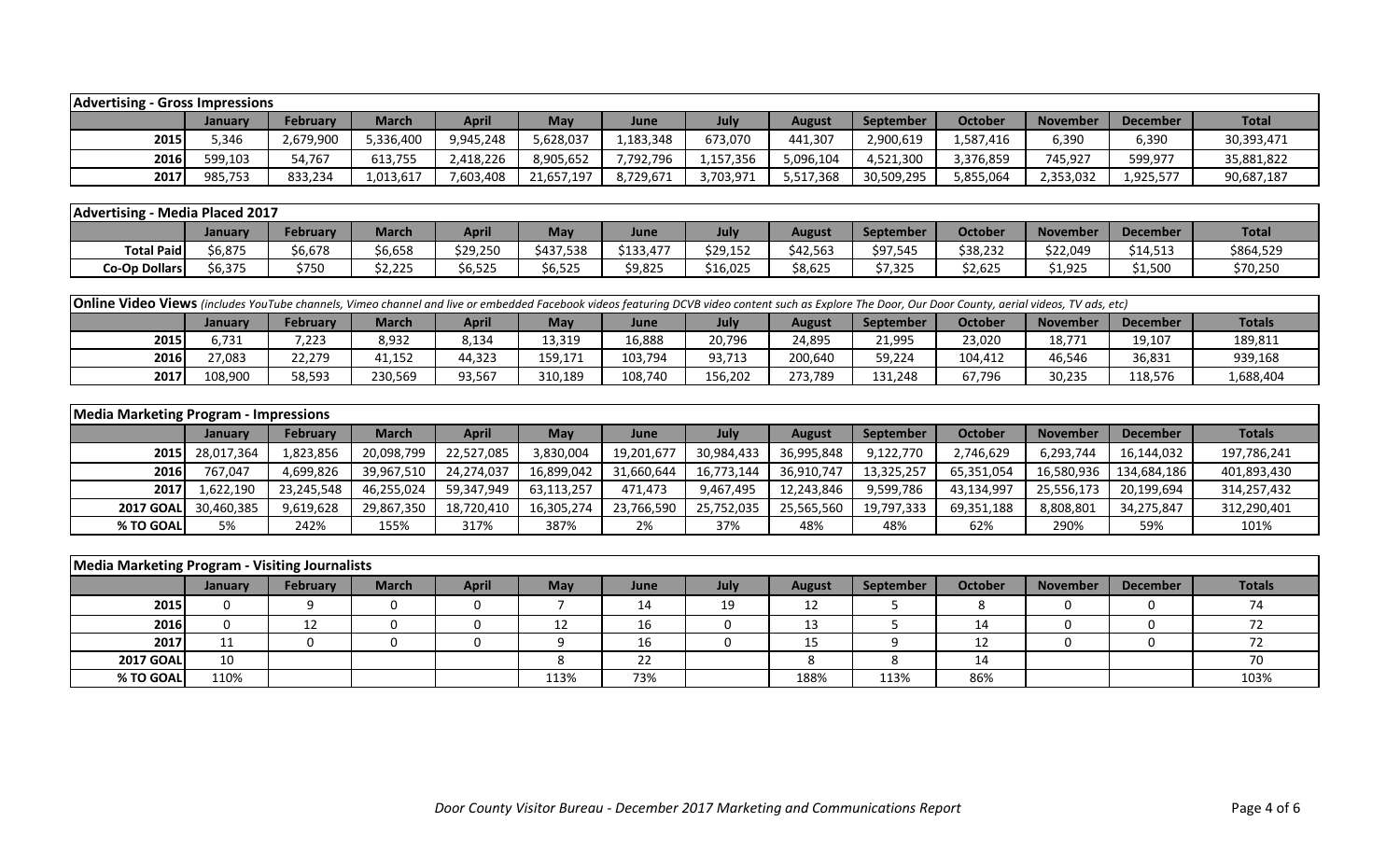| Advertising - Gross Impressions | | | | | | | | | | | | | |
|---|---|---|---|---|---|---|---|---|---|---|---|---|---|
| | January | February | March | April | May | June | July | August | September | October | November | December | Total |
| 2015 | 5,346 | 2,679,900 | 5,336,400 | 9,945,248 | 5,628,037 | 1,183,348 | 673,070 | 441,307 | 2,900,619 | 1,587,416 | 6,390 | 6,390 | 30,393,471 |
| 2016 | 599,103 | 54,767 | 613,755 | 2,418,226 | 8,905,652 | 7,792,796 | 1,157,356 | 5,096,104 | 4,521,300 | 3,376,859 | 745,927 | 599,977 | 35,881,822 |
| 2017 | 985,753 | 833,234 | 1,013,617 | 7,603,408 | 21,657,197 | 8,729,671 | 3,703,971 | 5,517,368 | 30,509,295 | 5,855,064 | 2,353,032 | 1,925,577 | 90,687,187 |

| Advertising - Media Placed 2017 | | | | | | | | | | | | | |
|---|---|---|---|---|---|---|---|---|---|---|---|---|---|
| | January | February | March | April | May | June | July | August | September | October | November | December | Total |
| Total Paid | $6,875 | $6,678 | $6,658 | $29,250 | $437,538 | $133,477 | $29,152 | $42,563 | $97,545 | $38,232 | $22,049 | $14,513 | $864,529 |
| Co-Op Dollars | $6,375 | $750 | $2,225 | $6,525 | $6,525 | $9,825 | $16,025 | $8,625 | $7,325 | $2,625 | $1,925 | $1,500 | $70,250 |

| **Online Video Views** *(includes YouTube channels, Vimeo channel and live or embedded Facebook videos featuring DCVB video content such as Explore The Door, Our Door County, aerial videos, TV ads, etc)* | | | | | | | | | | | | | |
|---|---|---|---|---|---|---|---|---|---|---|---|---|---|
| | January | February | March | April | May | June | July | August | September | October | November | December | Totals |
| 2015 | 6,731 | 7,223 | 8,932 | 8,134 | 13,319 | 16,888 | 20,796 | 24,895 | 21,995 | 23,020 | 18,771 | 19,107 | 189,811 |
| 2016 | 27,083 | 22,279 | 41,152 | 44,323 | 159,171 | 103,794 | 93,713 | 200,640 | 59,224 | 104,412 | 46,546 | 36,831 | 939,168 |
| 2017 | 108,900 | 58,593 | 230,569 | 93,567 | 310,189 | 108,740 | 156,202 | 273,789 | 131,248 | 67,796 | 30,235 | 118,576 | 1,688,404 |

| Media Marketing Program - Impressions | | | | | | | | | | | | | |
|---|---|---|---|---|---|---|---|---|---|---|---|---|---|
| | January | February | March | April | May | June | July | August | September | October | November | December | Totals |
| 2015 | 28,017,364 | 1,823,856 | 20,098,799 | 22,527,085 | 3,830,004 | 19,201,677 | 30,984,433 | 36,995,848 | 9,122,770 | 2,746,629 | 6,293,744 | 16,144,032 | 197,786,241 |
| 2016 | 767,047 | 4,699,826 | 39,967,510 | 24,274,037 | 16,899,042 | 31,660,644 | 16,773,144 | 36,910,747 | 13,325,257 | 65,351,054 | 16,580,936 | 134,684,186 | 401,893,430 |
| 2017 | 1,622,190 | 23,245,548 | 46,255,024 | 59,347,949 | 63,113,257 | 471,473 | 9,467,495 | 12,243,846 | 9,599,786 | 43,134,997 | 25,556,173 | 20,199,694 | 314,257,432 |
| 2017 GOAL | 30,460,385 | 9,619,628 | 29,867,350 | 18,720,410 | 16,305,274 | 23,766,590 | 25,752,035 | 25,565,560 | 19,797,333 | 69,351,188 | 8,808,801 | 34,275,847 | 312,290,401 |
| % TO GOAL | 5% | 242% | 155% | 317% | 387% | 2% | 37% | 48% | 48% | 62% | 290% | 59% | 101% |

| Media Marketing Program - Visiting Journalists | | | | | | | | | | | | | |
|---|---|---|---|---|---|---|---|---|---|---|---|---|---|
| | January | February | March | April | May | June | July | August | September | October | November | December | Totals |
| 2015 | 0 | 9 | 0 | 0 | 7 | 14 | 19 | 12 | 5 | 8 | 0 | 0 | 74 |
| 2016 | 0 | 12 | 0 | 0 | 12 | 16 | 0 | 13 | 5 | 14 | 0 | 0 | 72 |
| 2017 | 11 | 0 | 0 | 0 | 9 | 16 | 0 | 15 | 9 | 12 | 0 | 0 | 72 |
| 2017 GOAL | 10 | | | | 8 | 22 | | 8 | 8 | 14 | | | 70 |
| % TO GOAL | 110% | | | | 113% | 73% | | 188% | 113% | 86% | | | 103% |

*Door County Visitor Bureau - December 2017 Marketing and Communications Report*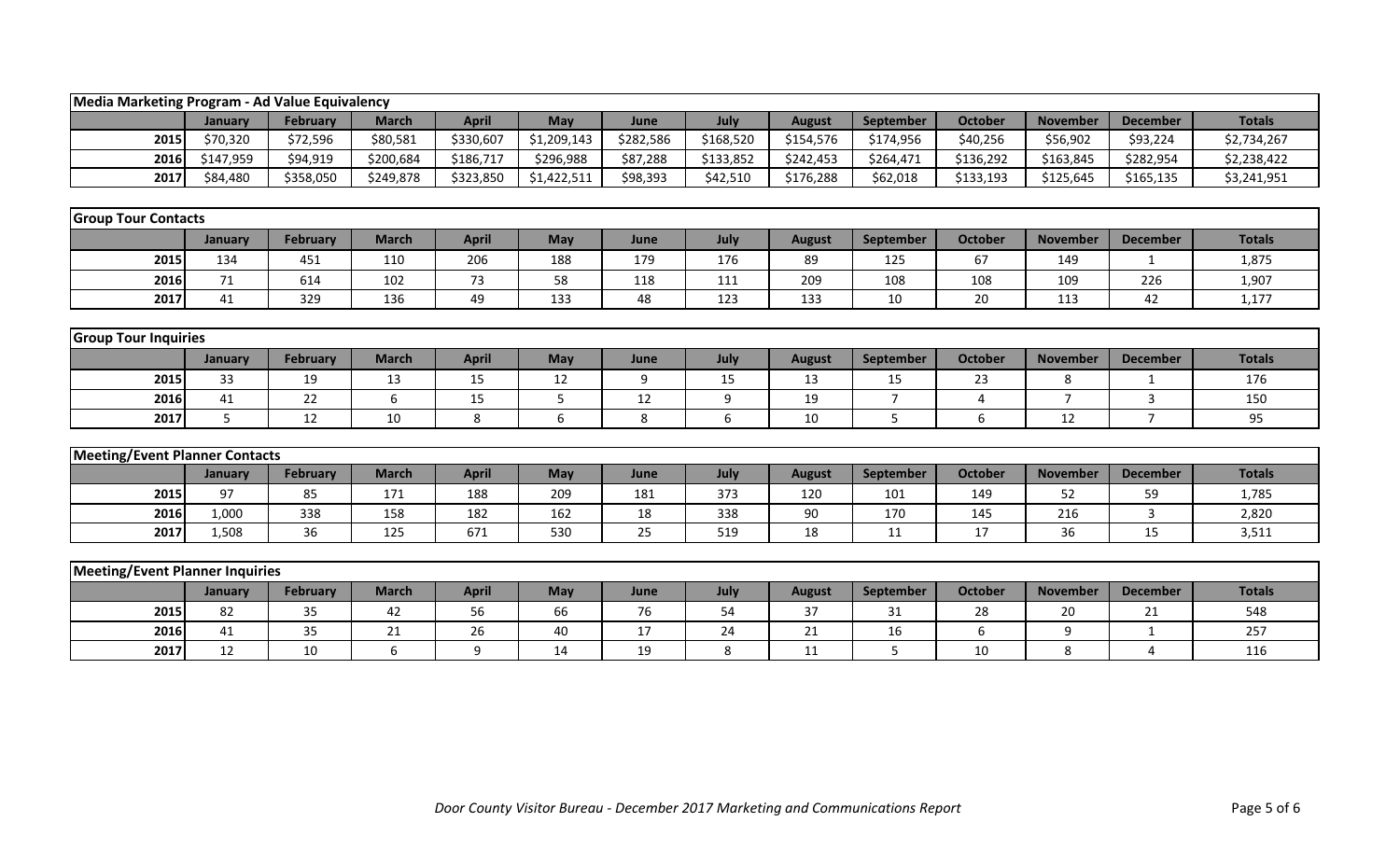**Media Marketing Program - Ad Value Equivalency**

| | January | February | March | April | May | June | July | August | September | October | November | December | Totals |
|---|---|---|---|---|---|---|---|---|---|---|---|---|---|
| 2015 | $70,320 | $72,596 | $80,581 | $330,607 | $1,209,143 | $282,586 | $168,520 | $154,576 | $174,956 | $40,256 | $56,902 | $93,224 | $2,734,267 |
| 2016 | $147,959 | $94,919 | $200,684 | $186,717 | $296,988 | $87,288 | $133,852 | $242,453 | $264,471 | $136,292 | $163,845 | $282,954 | $2,238,422 |
| 2017 | $84,480 | $358,050 | $249,878 | $323,850 | $1,422,511 | $98,393 | $42,510 | $176,288 | $62,018 | $133,193 | $125,645 | $165,135 | $3,241,951 |

**Group Tour Contacts**

| | January | February | March | April | May | June | July | August | September | October | November | December | Totals |
|---|---|---|---|---|---|---|---|---|---|---|---|---|---|
| 2015 | 134 | 451 | 110 | 206 | 188 | 179 | 176 | 89 | 125 | 67 | 149 | 1 | 1,875 |
| 2016 | 71 | 614 | 102 | 73 | 58 | 118 | 111 | 209 | 108 | 108 | 109 | 226 | 1,907 |
| 2017 | 41 | 329 | 136 | 49 | 133 | 48 | 123 | 133 | 10 | 20 | 113 | 42 | 1,177 |

**Group Tour Inquiries**

| | January | February | March | April | May | June | July | August | September | October | November | December | Totals |
|---|---|---|---|---|---|---|---|---|---|---|---|---|---|
| 2015 | 33 | 19 | 13 | 15 | 12 | 9 | 15 | 13 | 15 | 23 | 8 | 1 | 176 |
| 2016 | 41 | 22 | 6 | 15 | 5 | 12 | 9 | 19 | 7 | 4 | 7 | 3 | 150 |
| 2017 | 5 | 12 | 10 | 8 | 6 | 8 | 6 | 10 | 5 | 6 | 12 | 7 | 95 |

**Meeting/Event Planner Contacts**

| | January | February | March | April | May | June | July | August | September | October | November | December | Totals |
|---|---|---|---|---|---|---|---|---|---|---|---|---|---|
| 2015 | 97 | 85 | 171 | 188 | 209 | 181 | 373 | 120 | 101 | 149 | 52 | 59 | 1,785 |
| 2016 | 1,000 | 338 | 158 | 182 | 162 | 18 | 338 | 90 | 170 | 145 | 216 | 3 | 2,820 |
| 2017 | 1,508 | 36 | 125 | 671 | 530 | 25 | 519 | 18 | 11 | 17 | 36 | 15 | 3,511 |

**Meeting/Event Planner Inquiries**

| | January | February | March | April | May | June | July | August | September | October | November | December | Totals |
|---|---|---|---|---|---|---|---|---|---|---|---|---|---|
| 2015 | 82 | 35 | 42 | 56 | 66 | 76 | 54 | 37 | 31 | 28 | 20 | 21 | 548 |
| 2016 | 41 | 35 | 21 | 26 | 40 | 17 | 24 | 21 | 16 | 6 | 9 | 1 | 257 |
| 2017 | 12 | 10 | 6 | 9 | 14 | 19 | 8 | 11 | 5 | 10 | 8 | 4 | 116 |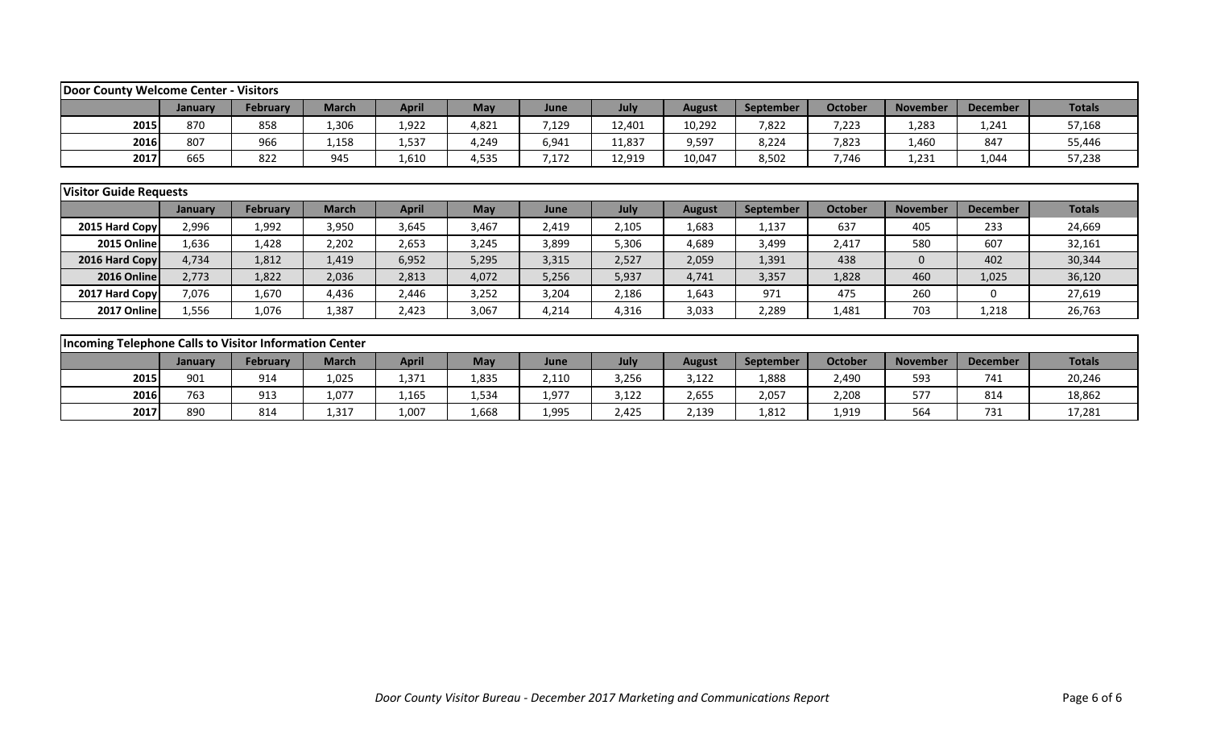| Door County Welcome Center - Visitors | | | | | | | | | | | | | |
|---|---|---|---|---|---|---|---|---|---|---|---|---|---|
| | January | February | March | April | May | June | July | August | September | October | November | December | Totals |
| 2015 | 870 | 858 | 1,306 | 1,922 | 4,821 | 7,129 | 12,401 | 10,292 | 7,822 | 7,223 | 1,283 | 1,241 | 57,168 |
| 2016 | 807 | 966 | 1,158 | 1,537 | 4,249 | 6,941 | 11,837 | 9,597 | 8,224 | 7,823 | 1,460 | 847 | 55,446 |
| 2017 | 665 | 822 | 945 | 1,610 | 4,535 | 7,172 | 12,919 | 10,047 | 8,502 | 7,746 | 1,231 | 1,044 | 57,238 |

| Visitor Guide Requests | | | | | | | | | | | | | |
|---|---|---|---|---|---|---|---|---|---|---|---|---|---|
| | January | February | March | April | May | June | July | August | September | October | November | December | Totals |
| 2015 Hard Copy | 2,996 | 1,992 | 3,950 | 3,645 | 3,467 | 2,419 | 2,105 | 1,683 | 1,137 | 637 | 405 | 233 | 24,669 |
| 2015 Online | 1,636 | 1,428 | 2,202 | 2,653 | 3,245 | 3,899 | 5,306 | 4,689 | 3,499 | 2,417 | 580 | 607 | 32,161 |
| 2016 Hard Copy | 4,734 | 1,812 | 1,419 | 6,952 | 5,295 | 3,315 | 2,527 | 2,059 | 1,391 | 438 | 0 | 402 | 30,344 |
| 2016 Online | 2,773 | 1,822 | 2,036 | 2,813 | 4,072 | 5,256 | 5,937 | 4,741 | 3,357 | 1,828 | 460 | 1,025 | 36,120 |
| 2017 Hard Copy | 7,076 | 1,670 | 4,436 | 2,446 | 3,252 | 3,204 | 2,186 | 1,643 | 971 | 475 | 260 | 0 | 27,619 |
| 2017 Online | 1,556 | 1,076 | 1,387 | 2,423 | 3,067 | 4,214 | 4,316 | 3,033 | 2,289 | 1,481 | 703 | 1,218 | 26,763 |

| Incoming Telephone Calls to Visitor Information Center | | | | | | | | | | | | | |
|---|---|---|---|---|---|---|---|---|---|---|---|---|---|
| | January | February | March | April | May | June | July | August | September | October | November | December | Totals |
| 2015 | 901 | 914 | 1,025 | 1,371 | 1,835 | 2,110 | 3,256 | 3,122 | 1,888 | 2,490 | 593 | 741 | 20,246 |
| 2016 | 763 | 913 | 1,077 | 1,165 | 1,534 | 1,977 | 3,122 | 2,655 | 2,057 | 2,208 | 577 | 814 | 18,862 |
| 2017 | 890 | 814 | 1,317 | 1,007 | 1,668 | 1,995 | 2,425 | 2,139 | 1,812 | 1,919 | 564 | 731 | 17,281 |